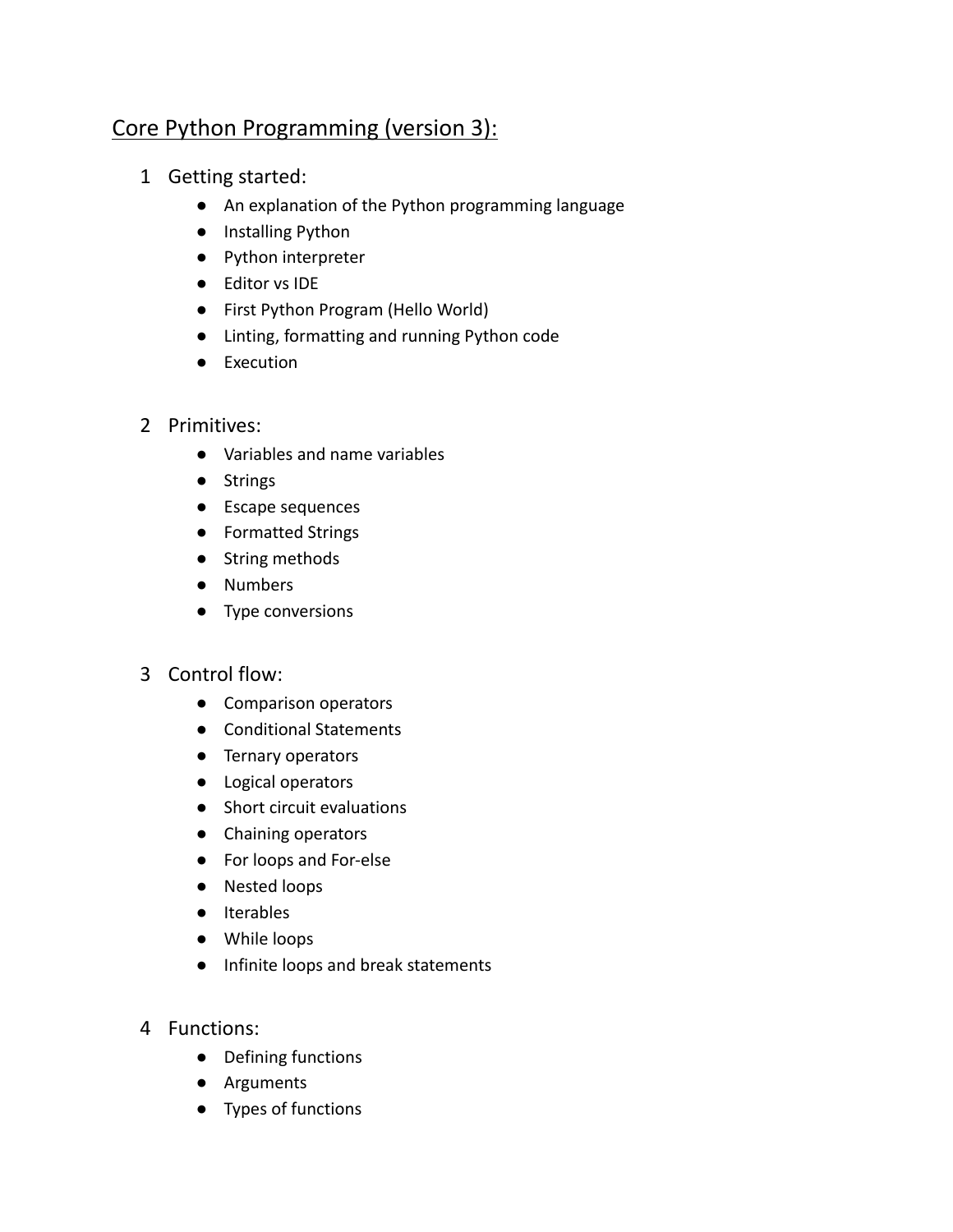# Core Python Programming (version 3):

1 Getting started:
- An explanation of the Python programming language
- Installing Python
- Python interpreter
- Editor vs IDE
- First Python Program (Hello World)
- Linting, formatting and running Python code
- Execution

2 Primitives:
- Variables and name variables
- Strings
- Escape sequences
- Formatted Strings
- String methods
- Numbers
- Type conversions

3 Control flow:
- Comparison operators
- Conditional Statements
- Ternary operators
- Logical operators
- Short circuit evaluations
- Chaining operators
- For loops and For-else
- Nested loops
- Iterables
- While loops
- Infinite loops and break statements

4 Functions:
- Defining functions
- Arguments
- Types of functions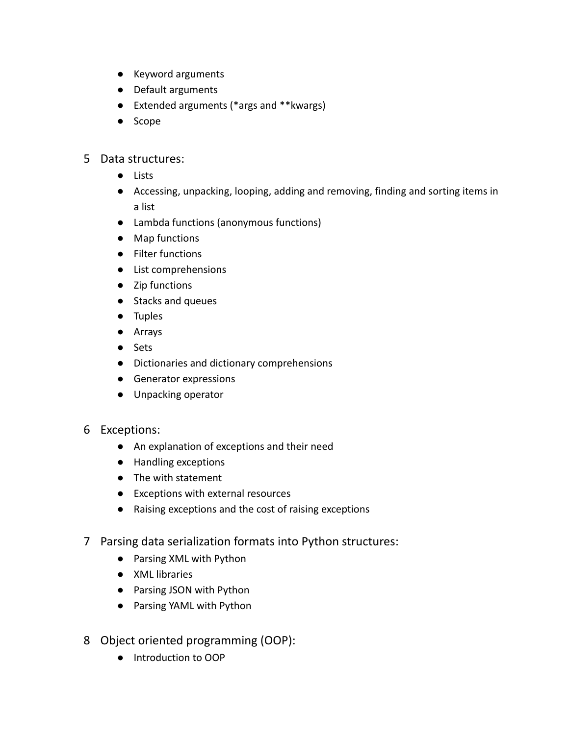- Keyword arguments
- Default arguments
- Extended arguments (*args and **kwargs)
- Scope

5 Data structures:
- Lists
- Accessing, unpacking, looping, adding and removing, finding and sorting items in a list
- Lambda functions (anonymous functions)
- Map functions
- Filter functions
- List comprehensions
- Zip functions
- Stacks and queues
- Tuples
- Arrays
- Sets
- Dictionaries and dictionary comprehensions
- Generator expressions
- Unpacking operator

6 Exceptions:
- An explanation of exceptions and their need
- Handling exceptions
- The with statement
- Exceptions with external resources
- Raising exceptions and the cost of raising exceptions

7 Parsing data serialization formats into Python structures:
- Parsing XML with Python
- XML libraries
- Parsing JSON with Python
- Parsing YAML with Python

8 Object oriented programming (OOP):
- Introduction to OOP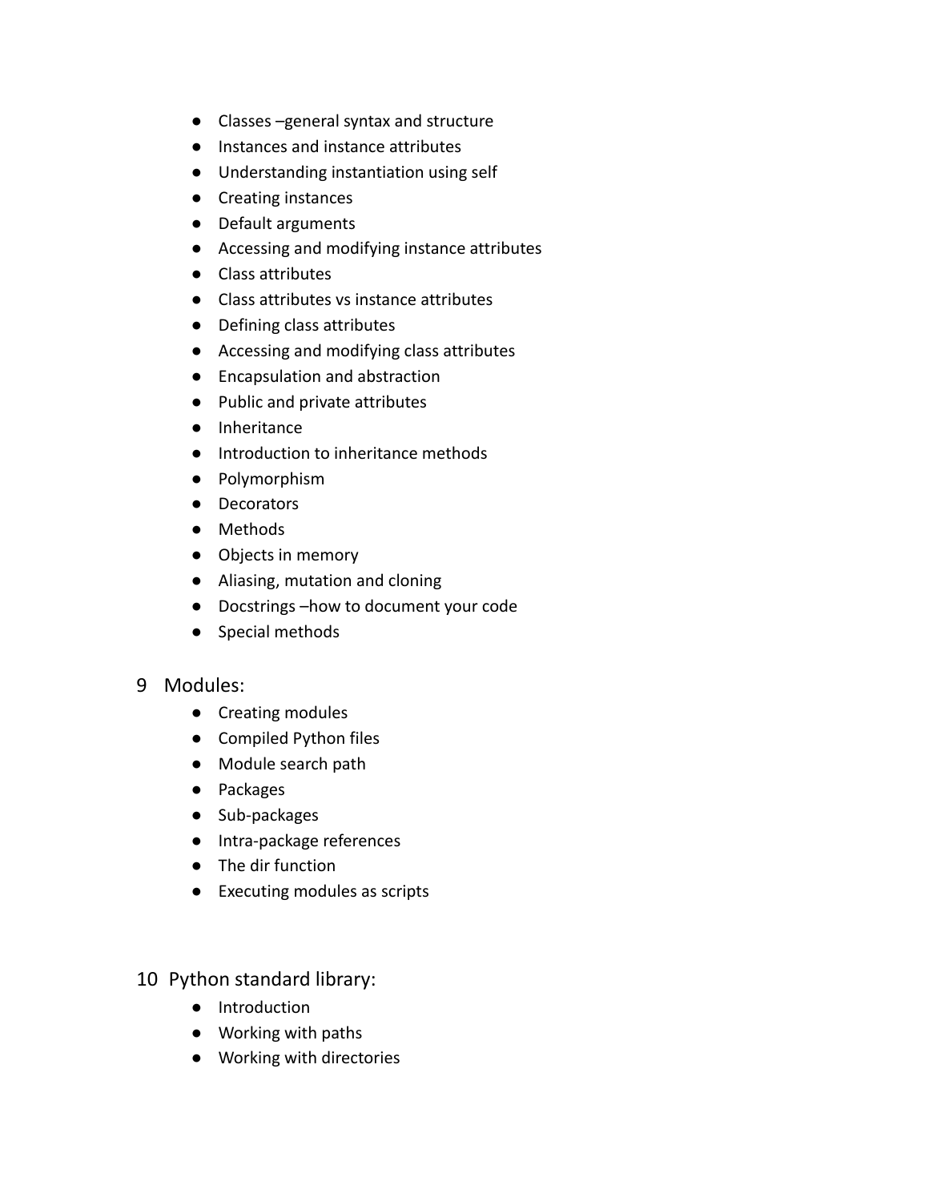- Classes –general syntax and structure
- Instances and instance attributes
- Understanding instantiation using self
- Creating instances
- Default arguments
- Accessing and modifying instance attributes
- Class attributes
- Class attributes vs instance attributes
- Defining class attributes
- Accessing and modifying class attributes
- Encapsulation and abstraction
- Public and private attributes
- Inheritance
- Introduction to inheritance methods
- Polymorphism
- Decorators
- Methods
- Objects in memory
- Aliasing, mutation and cloning
- Docstrings –how to document your code
- Special methods

9 Modules:

- Creating modules
- Compiled Python files
- Module search path
- Packages
- Sub-packages
- Intra-package references
- The dir function
- Executing modules as scripts

10 Python standard library:

- Introduction
- Working with paths
- Working with directories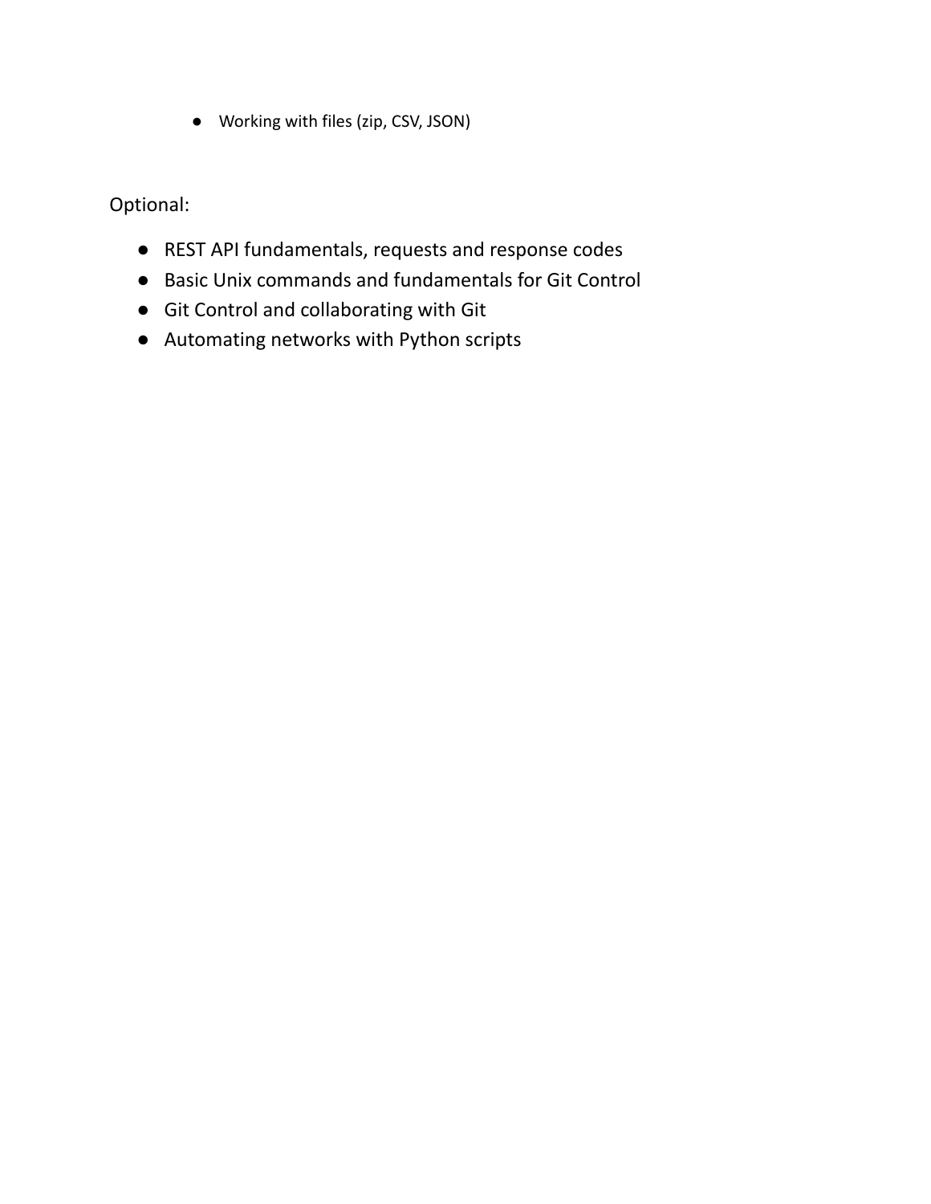- Working with files (zip, CSV, JSON)

Optional:

- REST API fundamentals, requests and response codes
- Basic Unix commands and fundamentals for Git Control
- Git Control and collaborating with Git
- Automating networks with Python scripts